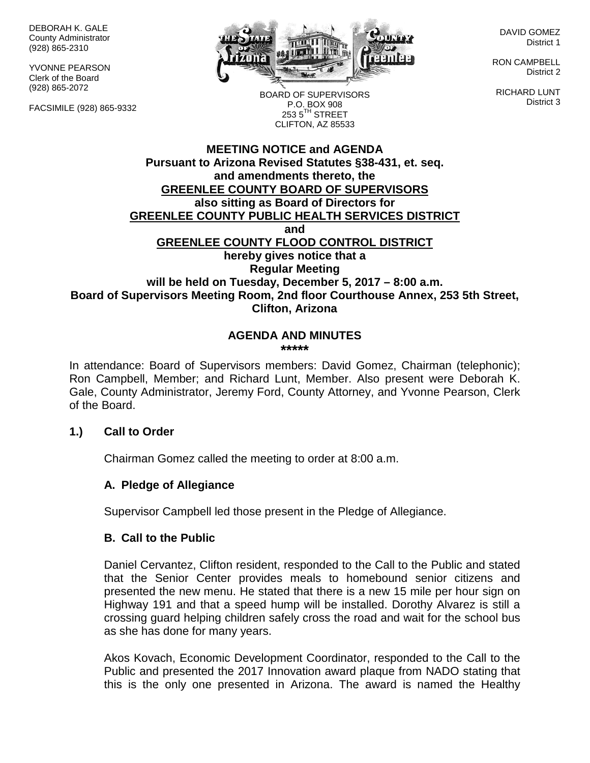DEBORAH K. GALE
County Administrator
(928) 865-2310

YVONNE PEARSON
Clerk of the Board
(928) 865-2072

FACSIMILE (928) 865-9332

BOARD OF SUPERVISORS
P.O. BOX 908
253 5TH STREET
CLIFTON, AZ 85533

DAVID GOMEZ
District 1

RON CAMPBELL
District 2

RICHARD LUNT
District 3

**MEETING NOTICE and AGENDA**
**Pursuant to Arizona Revised Statutes §38-431, et. seq.**
**and amendments thereto, the**
**GREENLEE COUNTY BOARD OF SUPERVISORS**
**also sitting as Board of Directors for**
**GREENLEE COUNTY PUBLIC HEALTH SERVICES DISTRICT**
**and**
**GREENLEE COUNTY FLOOD CONTROL DISTRICT**
**hereby gives notice that a**
**Regular Meeting**
**will be held on Tuesday, December 5, 2017 – 8:00 a.m.**
**Board of Supervisors Meeting Room, 2nd floor Courthouse Annex, 253 5th Street, Clifton, Arizona**

**AGENDA AND MINUTES**
**\*\*\*\*\***

In attendance: Board of Supervisors members: David Gomez, Chairman (telephonic); Ron Campbell, Member; and Richard Lunt, Member. Also present were Deborah K. Gale, County Administrator, Jeremy Ford, County Attorney, and Yvonne Pearson, Clerk of the Board.

**1.) Call to Order**

Chairman Gomez called the meeting to order at 8:00 a.m.

**A. Pledge of Allegiance**

Supervisor Campbell led those present in the Pledge of Allegiance.

**B. Call to the Public**

Daniel Cervantez, Clifton resident, responded to the Call to the Public and stated that the Senior Center provides meals to homebound senior citizens and presented the new menu. He stated that there is a new 15 mile per hour sign on Highway 191 and that a speed hump will be installed. Dorothy Alvarez is still a crossing guard helping children safely cross the road and wait for the school bus as she has done for many years.

Akos Kovach, Economic Development Coordinator, responded to the Call to the Public and presented the 2017 Innovation award plaque from NADO stating that this is the only one presented in Arizona. The award is named the Healthy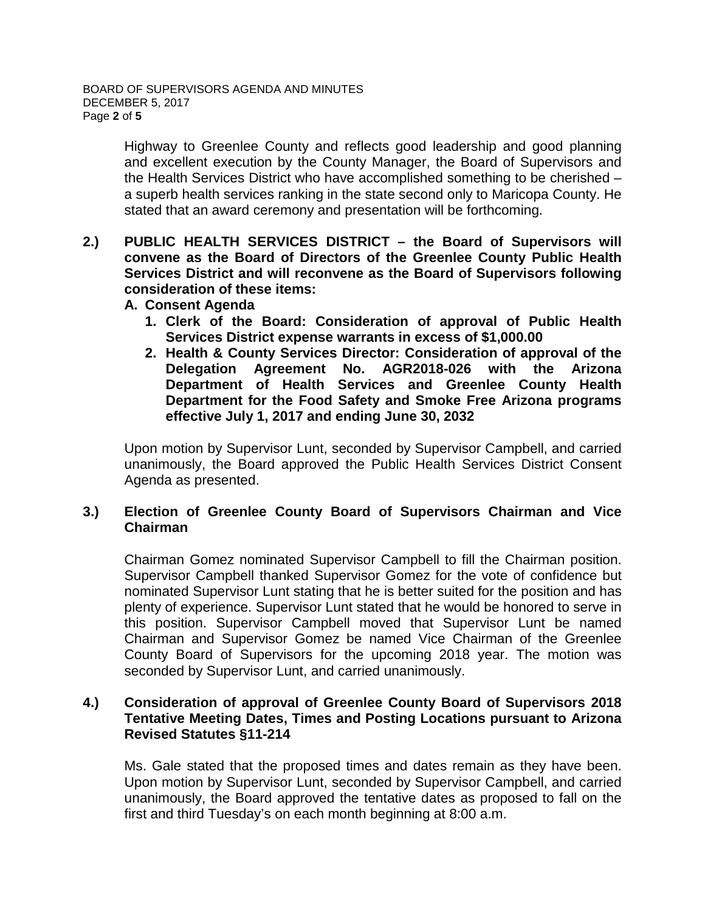Highway to Greenlee County and reflects good leadership and good planning and excellent execution by the County Manager, the Board of Supervisors and the Health Services District who have accomplished something to be cherished – a superb health services ranking in the state second only to Maricopa County. He stated that an award ceremony and presentation will be forthcoming.

**2.) PUBLIC HEALTH SERVICES DISTRICT – the Board of Supervisors will convene as the Board of Directors of the Greenlee County Public Health Services District and will reconvene as the Board of Supervisors following consideration of these items:**

**A. Consent Agenda**

1. **Clerk of the Board: Consideration of approval of Public Health Services District expense warrants in excess of $1,000.00**
2. **Health & County Services Director: Consideration of approval of the Delegation Agreement No. AGR2018-026 with the Arizona Department of Health Services and Greenlee County Health Department for the Food Safety and Smoke Free Arizona programs effective July 1, 2017 and ending June 30, 2032**

Upon motion by Supervisor Lunt, seconded by Supervisor Campbell, and carried unanimously, the Board approved the Public Health Services District Consent Agenda as presented.

**3.) Election of Greenlee County Board of Supervisors Chairman and Vice Chairman**

Chairman Gomez nominated Supervisor Campbell to fill the Chairman position. Supervisor Campbell thanked Supervisor Gomez for the vote of confidence but nominated Supervisor Lunt stating that he is better suited for the position and has plenty of experience. Supervisor Lunt stated that he would be honored to serve in this position. Supervisor Campbell moved that Supervisor Lunt be named Chairman and Supervisor Gomez be named Vice Chairman of the Greenlee County Board of Supervisors for the upcoming 2018 year. The motion was seconded by Supervisor Lunt, and carried unanimously.

**4.) Consideration of approval of Greenlee County Board of Supervisors 2018 Tentative Meeting Dates, Times and Posting Locations pursuant to Arizona Revised Statutes §11-214**

Ms. Gale stated that the proposed times and dates remain as they have been. Upon motion by Supervisor Lunt, seconded by Supervisor Campbell, and carried unanimously, the Board approved the tentative dates as proposed to fall on the first and third Tuesday's on each month beginning at 8:00 a.m.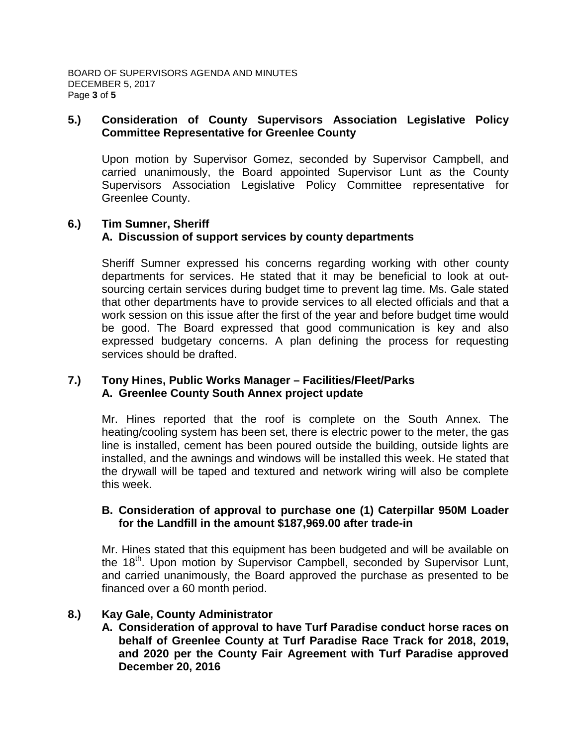## 5.) Consideration of County Supervisors Association Legislative Policy Committee Representative for Greenlee County

Upon motion by Supervisor Gomez, seconded by Supervisor Campbell, and carried unanimously, the Board appointed Supervisor Lunt as the County Supervisors Association Legislative Policy Committee representative for Greenlee County.

## 6.) Tim Sumner, Sheriff

### A. Discussion of support services by county departments

Sheriff Sumner expressed his concerns regarding working with other county departments for services. He stated that it may be beneficial to look at out-sourcing certain services during budget time to prevent lag time. Ms. Gale stated that other departments have to provide services to all elected officials and that a work session on this issue after the first of the year and before budget time would be good. The Board expressed that good communication is key and also expressed budgetary concerns. A plan defining the process for requesting services should be drafted.

## 7.) Tony Hines, Public Works Manager – Facilities/Fleet/Parks

### A. Greenlee County South Annex project update

Mr. Hines reported that the roof is complete on the South Annex. The heating/cooling system has been set, there is electric power to the meter, the gas line is installed, cement has been poured outside the building, outside lights are installed, and the awnings and windows will be installed this week. He stated that the drywall will be taped and textured and network wiring will also be complete this week.

### B. Consideration of approval to purchase one (1) Caterpillar 950M Loader for the Landfill in the amount $187,969.00 after trade-in

Mr. Hines stated that this equipment has been budgeted and will be available on the 18th. Upon motion by Supervisor Campbell, seconded by Supervisor Lunt, and carried unanimously, the Board approved the purchase as presented to be financed over a 60 month period.

## 8.) Kay Gale, County Administrator

### A. Consideration of approval to have Turf Paradise conduct horse races on behalf of Greenlee County at Turf Paradise Race Track for 2018, 2019, and 2020 per the County Fair Agreement with Turf Paradise approved December 20, 2016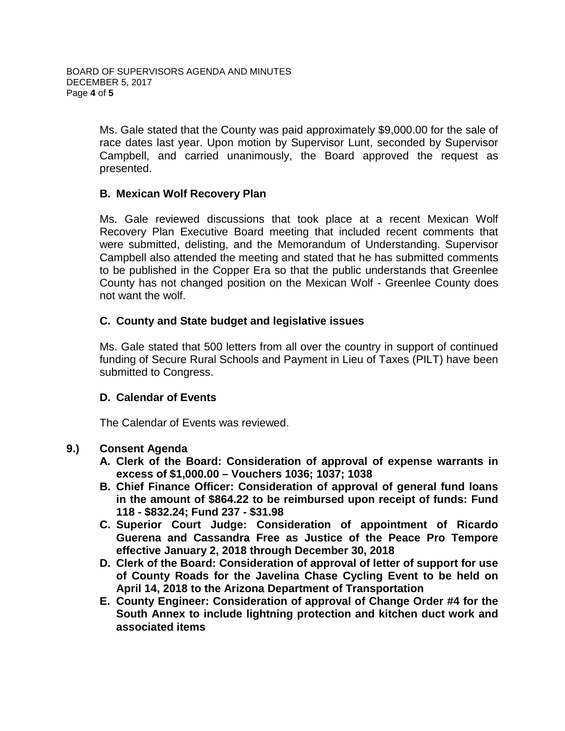Ms. Gale stated that the County was paid approximately $9,000.00 for the sale of race dates last year. Upon motion by Supervisor Lunt, seconded by Supervisor Campbell, and carried unanimously, the Board approved the request as presented.

**B. Mexican Wolf Recovery Plan**

Ms. Gale reviewed discussions that took place at a recent Mexican Wolf Recovery Plan Executive Board meeting that included recent comments that were submitted, delisting, and the Memorandum of Understanding. Supervisor Campbell also attended the meeting and stated that he has submitted comments to be published in the Copper Era so that the public understands that Greenlee County has not changed position on the Mexican Wolf - Greenlee County does not want the wolf.

**C. County and State budget and legislative issues**

Ms. Gale stated that 500 letters from all over the country in support of continued funding of Secure Rural Schools and Payment in Lieu of Taxes (PILT) have been submitted to Congress.

**D. Calendar of Events**

The Calendar of Events was reviewed.

**9.) Consent Agenda**

**A. Clerk of the Board: Consideration of approval of expense warrants in excess of $1,000.00 – Vouchers 1036; 1037; 1038**

**B. Chief Finance Officer: Consideration of approval of general fund loans in the amount of $864.22 to be reimbursed upon receipt of funds: Fund 118 - $832.24; Fund 237 - $31.98**

**C. Superior Court Judge: Consideration of appointment of Ricardo Guerena and Cassandra Free as Justice of the Peace Pro Tempore effective January 2, 2018 through December 30, 2018**

**D. Clerk of the Board: Consideration of approval of letter of support for use of County Roads for the Javelina Chase Cycling Event to be held on April 14, 2018 to the Arizona Department of Transportation**

**E. County Engineer: Consideration of approval of Change Order #4 for the South Annex to include lightning protection and kitchen duct work and associated items**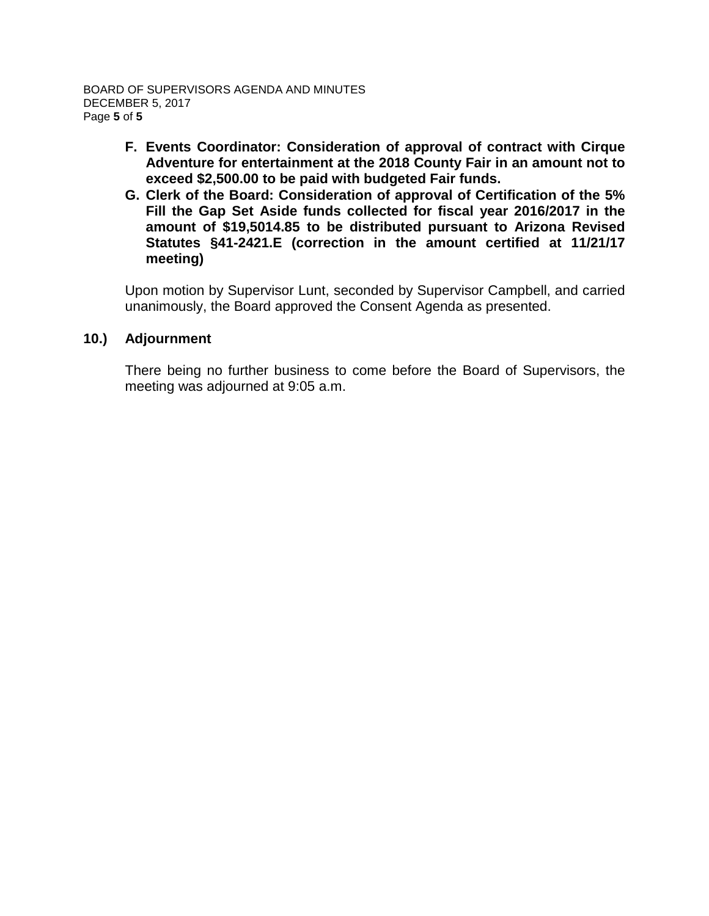**F. Events Coordinator: Consideration of approval of contract with Cirque Adventure for entertainment at the 2018 County Fair in an amount not to exceed $2,500.00 to be paid with budgeted Fair funds.**

**G. Clerk of the Board: Consideration of approval of Certification of the 5% Fill the Gap Set Aside funds collected for fiscal year 2016/2017 in the amount of $19,5014.85 to be distributed pursuant to Arizona Revised Statutes §41-2421.E (correction in the amount certified at 11/21/17 meeting)**

Upon motion by Supervisor Lunt, seconded by Supervisor Campbell, and carried unanimously, the Board approved the Consent Agenda as presented.

## 10.) Adjournment

There being no further business to come before the Board of Supervisors, the meeting was adjourned at 9:05 a.m.